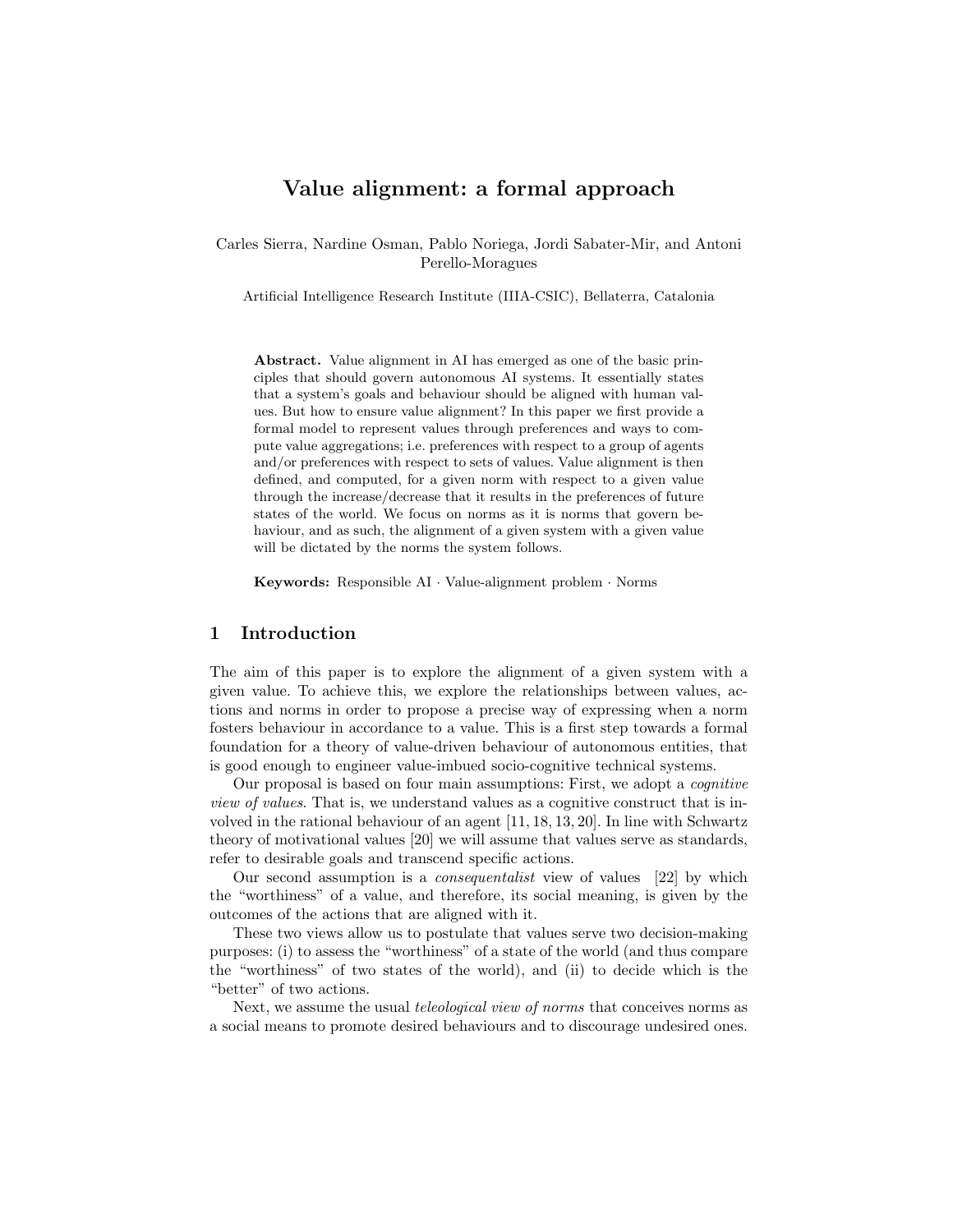# Value alignment: a formal approach

Carles Sierra, Nardine Osman, Pablo Noriega, Jordi Sabater-Mir, and Antoni Perello-Moragues

Artificial Intelligence Research Institute (IIIA-CSIC), Bellaterra, Catalonia

**Abstract.** Value alignment in AI has emerged as one of the basic principles that should govern autonomous AI systems. It essentially states that a system's goals and behaviour should be aligned with human values. But how to ensure value alignment? In this paper we first provide a formal model to represent values through preferences and ways to compute value aggregations; i.e. preferences with respect to a group of agents and/or preferences with respect to sets of values. Value alignment is then defined, and computed, for a given norm with respect to a given value through the increase/decrease that it results in the preferences of future states of the world. We focus on norms as it is norms that govern behaviour, and as such, the alignment of a given system with a given value will be dictated by the norms the system follows.

**Keywords:** Responsible AI · Value-alignment problem · Norms

## 1 Introduction

The aim of this paper is to explore the alignment of a given system with a given value. To achieve this, we explore the relationships between values, actions and norms in order to propose a precise way of expressing when a norm fosters behaviour in accordance to a value. This is a first step towards a formal foundation for a theory of value-driven behaviour of autonomous entities, that is good enough to engineer value-imbued socio-cognitive technical systems.

Our proposal is based on four main assumptions: First, we adopt a *cognitive view of values*. That is, we understand values as a cognitive construct that is involved in the rational behaviour of an agent [11, 18, 13, 20]. In line with Schwartz theory of motivational values [20] we will assume that values serve as standards, refer to desirable goals and transcend specific actions.

Our second assumption is a *consequentalist* view of values [22] by which the "worthiness" of a value, and therefore, its social meaning, is given by the outcomes of the actions that are aligned with it.

These two views allow us to postulate that values serve two decision-making purposes: (i) to assess the "worthiness" of a state of the world (and thus compare the "worthiness" of two states of the world), and (ii) to decide which is the "better" of two actions.

Next, we assume the usual *teleological view of norms* that conceives norms as a social means to promote desired behaviours and to discourage undesired ones.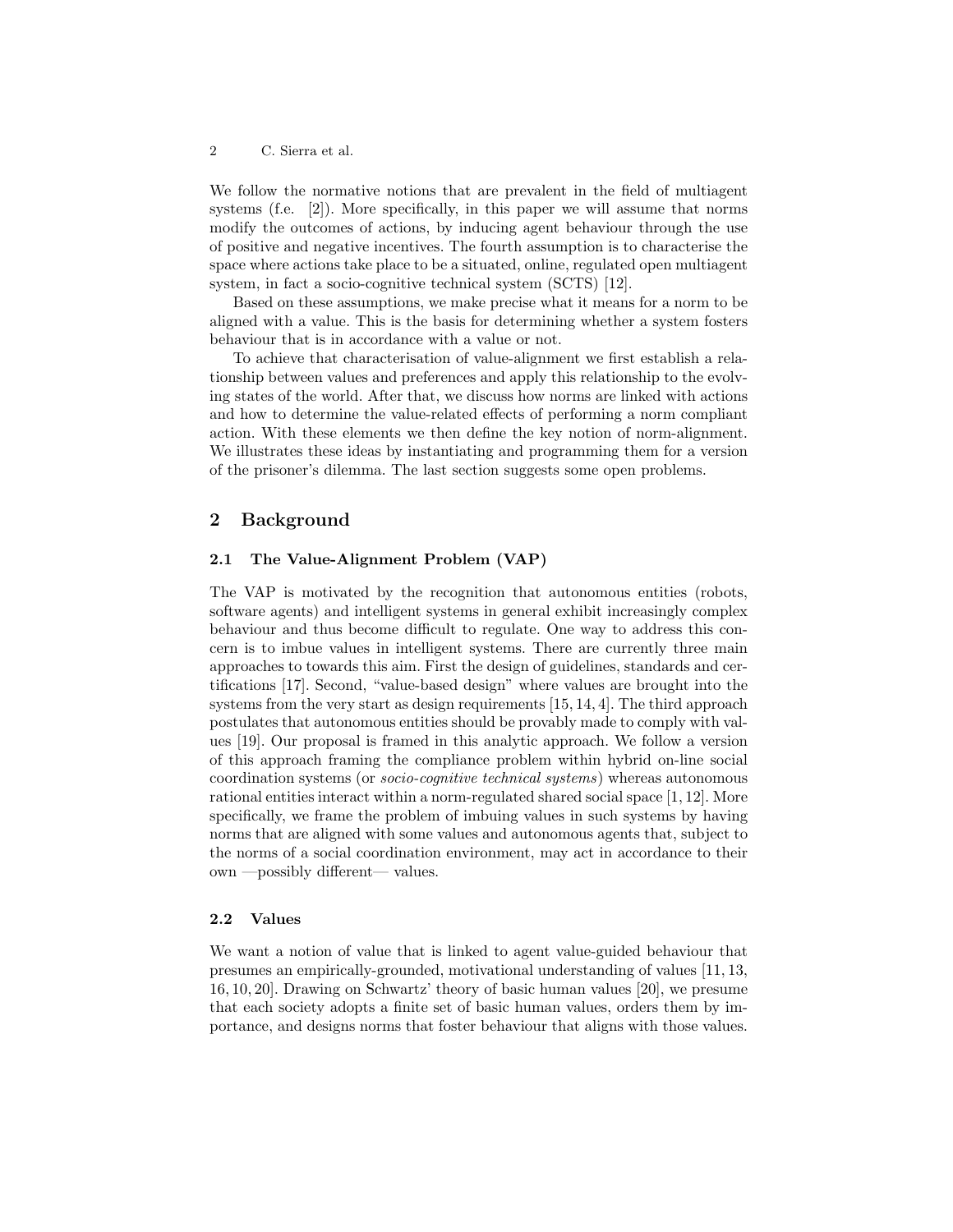We follow the normative notions that are prevalent in the field of multiagent systems (f.e. [2]). More specifically, in this paper we will assume that norms modify the outcomes of actions, by inducing agent behaviour through the use of positive and negative incentives. The fourth assumption is to characterise the space where actions take place to be a situated, online, regulated open multiagent system, in fact a socio-cognitive technical system (SCTS) [12].

Based on these assumptions, we make precise what it means for a norm to be aligned with a value. This is the basis for determining whether a system fosters behaviour that is in accordance with a value or not.

To achieve that characterisation of value-alignment we first establish a relationship between values and preferences and apply this relationship to the evolving states of the world. After that, we discuss how norms are linked with actions and how to determine the value-related effects of performing a norm compliant action. With these elements we then define the key notion of norm-alignment. We illustrates these ideas by instantiating and programming them for a version of the prisoner's dilemma. The last section suggests some open problems.

## 2 Background

### 2.1 The Value-Alignment Problem (VAP)

The VAP is motivated by the recognition that autonomous entities (robots, software agents) and intelligent systems in general exhibit increasingly complex behaviour and thus become difficult to regulate. One way to address this concern is to imbue values in intelligent systems. There are currently three main approaches to towards this aim. First the design of guidelines, standards and certifications [17]. Second, "value-based design" where values are brought into the systems from the very start as design requirements [15, 14, 4]. The third approach postulates that autonomous entities should be provably made to comply with values [19]. Our proposal is framed in this analytic approach. We follow a version of this approach framing the compliance problem within hybrid on-line social coordination systems (or *socio-cognitive technical systems*) whereas autonomous rational entities interact within a norm-regulated shared social space [1, 12]. More specifically, we frame the problem of imbuing values in such systems by having norms that are aligned with some values and autonomous agents that, subject to the norms of a social coordination environment, may act in accordance to their own —possibly different— values.

### 2.2 Values

We want a notion of value that is linked to agent value-guided behaviour that presumes an empirically-grounded, motivational understanding of values [11, 13, 16, 10, 20]. Drawing on Schwartz' theory of basic human values [20], we presume that each society adopts a finite set of basic human values, orders them by importance, and designs norms that foster behaviour that aligns with those values.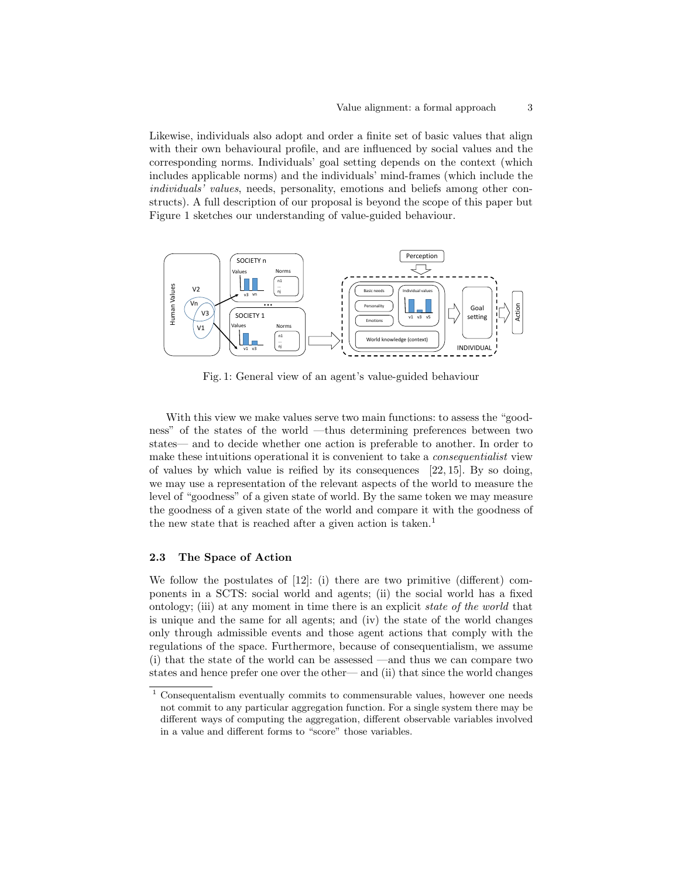Likewise, individuals also adopt and order a finite set of basic values that align with their own behavioural profile, and are influenced by social values and the corresponding norms. Individuals' goal setting depends on the context (which includes applicable norms) and the individuals' mind-frames (which include the *individuals' values*, needs, personality, emotions and beliefs among other constructs). A full description of our proposal is beyond the scope of this paper but Figure 1 sketches our understanding of value-guided behaviour.

Fig. 1: General view of an agent's value-guided behaviour

With this view we make values serve two main functions: to assess the "goodness" of the states of the world —thus determining preferences between two states— and to decide whether one action is preferable to another. In order to make these intuitions operational it is convenient to take a *consequentialist* view of values by which value is reified by its consequences [22, 15]. By so doing, we may use a representation of the relevant aspects of the world to measure the level of "goodness" of a given state of world. By the same token we may measure the goodness of a given state of the world and compare it with the goodness of the new state that is reached after a given action is taken.[1]

### 2.3 The Space of Action

We follow the postulates of [12]: (i) there are two primitive (different) components in a SCTS: social world and agents; (ii) the social world has a fixed ontology; (iii) at any moment in time there is an explicit *state of the world* that is unique and the same for all agents; and (iv) the state of the world changes only through admissible events and those agent actions that comply with the regulations of the space. Furthermore, because of consequentialism, we assume (i) that the state of the world can be assessed —and thus we can compare two states and hence prefer one over the other— and (ii) that since the world changes

[1] Consequentalism eventually commits to commensurable values, however one needs not commit to any particular aggregation function. For a single system there may be different ways of computing the aggregation, different observable variables involved in a value and different forms to "score" those variables.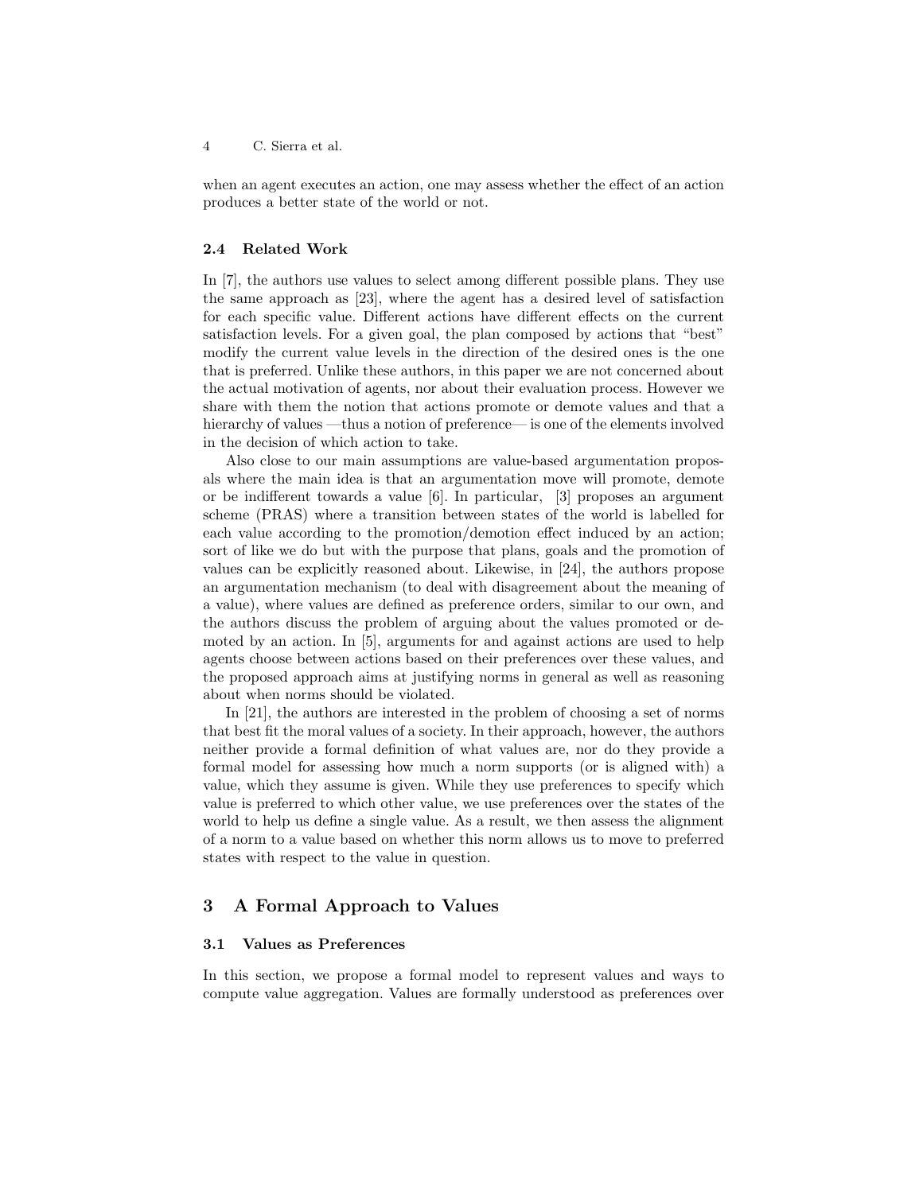when an agent executes an action, one may assess whether the effect of an action produces a better state of the world or not.

### 2.4 Related Work

In [7], the authors use values to select among different possible plans. They use the same approach as [23], where the agent has a desired level of satisfaction for each specific value. Different actions have different effects on the current satisfaction levels. For a given goal, the plan composed by actions that "best" modify the current value levels in the direction of the desired ones is the one that is preferred. Unlike these authors, in this paper we are not concerned about the actual motivation of agents, nor about their evaluation process. However we share with them the notion that actions promote or demote values and that a hierarchy of values —thus a notion of preference— is one of the elements involved in the decision of which action to take.

Also close to our main assumptions are value-based argumentation proposals where the main idea is that an argumentation move will promote, demote or be indifferent towards a value [6]. In particular, [3] proposes an argument scheme (PRAS) where a transition between states of the world is labelled for each value according to the promotion/demotion effect induced by an action; sort of like we do but with the purpose that plans, goals and the promotion of values can be explicitly reasoned about. Likewise, in [24], the authors propose an argumentation mechanism (to deal with disagreement about the meaning of a value), where values are defined as preference orders, similar to our own, and the authors discuss the problem of arguing about the values promoted or demoted by an action. In [5], arguments for and against actions are used to help agents choose between actions based on their preferences over these values, and the proposed approach aims at justifying norms in general as well as reasoning about when norms should be violated.

In [21], the authors are interested in the problem of choosing a set of norms that best fit the moral values of a society. In their approach, however, the authors neither provide a formal definition of what values are, nor do they provide a formal model for assessing how much a norm supports (or is aligned with) a value, which they assume is given. While they use preferences to specify which value is preferred to which other value, we use preferences over the states of the world to help us define a single value. As a result, we then assess the alignment of a norm to a value based on whether this norm allows us to move to preferred states with respect to the value in question.

## 3 A Formal Approach to Values

### 3.1 Values as Preferences

In this section, we propose a formal model to represent values and ways to compute value aggregation. Values are formally understood as preferences over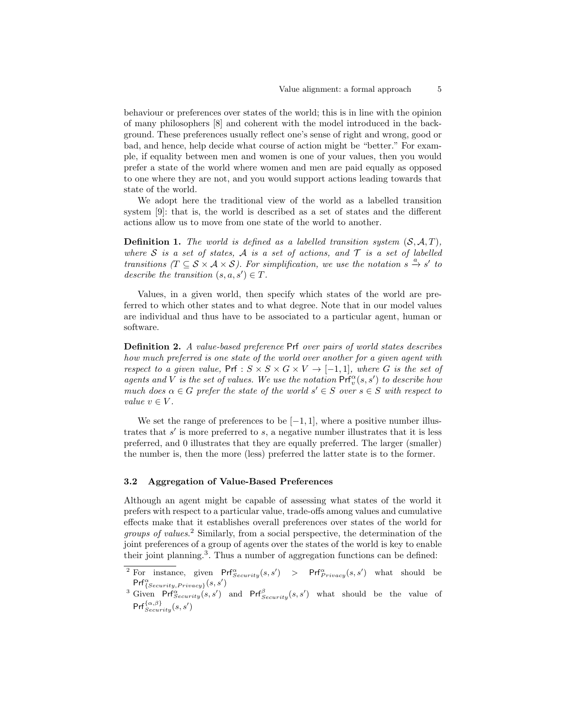behaviour or preferences over states of the world; this is in line with the opinion of many philosophers [8] and coherent with the model introduced in the background. These preferences usually reflect one's sense of right and wrong, good or bad, and hence, help decide what course of action might be "better." For example, if equality between men and women is one of your values, then you would prefer a state of the world where women and men are paid equally as opposed to one where they are not, and you would support actions leading towards that state of the world.

We adopt here the traditional view of the world as a labelled transition system [9]: that is, the world is described as a set of states and the different actions allow us to move from one state of the world to another.

**Definition 1.** *The world is defined as a labelled transition system $(\mathcal{S}, \mathcal{A}, T)$, where $\mathcal{S}$ is a set of states, $\mathcal{A}$ is a set of actions, and $\mathcal{T}$ is a set of labelled transitions ($T \subseteq \mathcal{S} \times \mathcal{A} \times \mathcal{S}$). For simplification, we use the notation $s \xrightarrow{a} s'$ to describe the transition $(s, a, s') \in T$.*

Values, in a given world, then specify which states of the world are preferred to which other states and to what degree. Note that in our model values are individual and thus have to be associated to a particular agent, human or software.

**Definition 2.** *A value-based preference* $\mathsf{Prf}$ *over pairs of world states describes how much preferred is one state of the world over another for a given agent with respect to a given value, $\mathsf{Prf} : S \times S \times G \times V \to [-1, 1]$, where $G$ is the set of agents and $V$ is the set of values. We use the notation $\mathsf{Prf}_v^\alpha(s, s')$ to describe how much does $\alpha \in G$ prefer the state of the world $s' \in S$ over $s \in S$ with respect to value $v \in V$.*

We set the range of preferences to be $[-1, 1]$, where a positive number illustrates that $s'$ is more preferred to $s$, a negative number illustrates that it is less preferred, and 0 illustrates that they are equally preferred. The larger (smaller) the number is, then the more (less) preferred the latter state is to the former.

### 3.2 Aggregation of Value-Based Preferences

Although an agent might be capable of assessing what states of the world it prefers with respect to a particular value, trade-offs among values and cumulative effects make that it establishes overall preferences over states of the world for *groups of values*.[2] Similarly, from a social perspective, the determination of the joint preferences of a group of agents over the states of the world is key to enable their joint planning.[3]. Thus a number of aggregation functions can be defined:

[2] For instance, given $\mathsf{Prf}^\alpha_{Security}(s, s') > \mathsf{Prf}^\alpha_{Privacy}(s, s')$ what should be $\mathsf{Prf}^\alpha_{\{Security, Privacy\}}(s, s')$

[3] Given $\mathsf{Prf}^\alpha_{Security}(s, s')$ and $\mathsf{Prf}^\beta_{Security}(s, s')$ what should be the value of $\mathsf{Prf}^{\{\alpha,\beta\}}_{Security}(s, s')$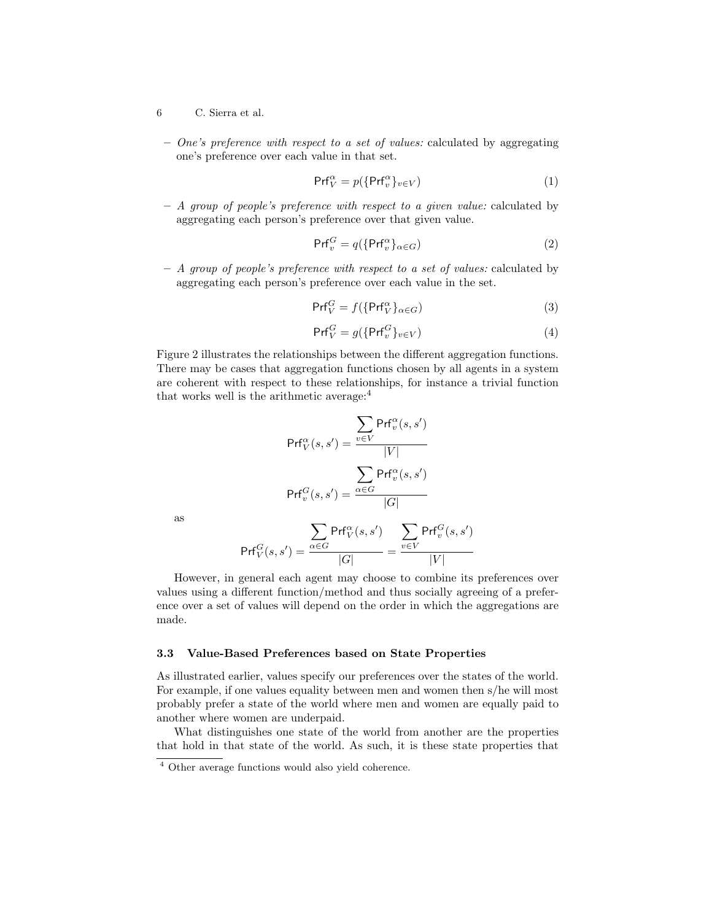- *One's preference with respect to a set of values:* calculated by aggregating one's preference over each value in that set.

$$\mathsf{Prf}^{\alpha}_{V} = p(\{\mathsf{Prf}^{\alpha}_{v}\}_{v \in V}) \tag{1}$$

- *A group of people's preference with respect to a given value:* calculated by aggregating each person's preference over that given value.

$$\mathsf{Prf}^{G}_{v} = q(\{\mathsf{Prf}^{\alpha}_{v}\}_{\alpha \in G}) \tag{2}$$

- *A group of people's preference with respect to a set of values:* calculated by aggregating each person's preference over each value in the set.

$$\mathsf{Prf}^{G}_{V} = f(\{\mathsf{Prf}^{\alpha}_{V}\}_{\alpha \in G}) \tag{3}$$

$$\mathsf{Prf}^{G}_{V} = g(\{\mathsf{Prf}^{G}_{v}\}_{v \in V}) \tag{4}$$

Figure 2 illustrates the relationships between the different aggregation functions. There may be cases that aggregation functions chosen by all agents in a system are coherent with respect to these relationships, for instance a trivial function that works well is the arithmetic average:[4]

$$\mathsf{Prf}^{\alpha}_{V}(s, s') = \frac{\sum_{v \in V} \mathsf{Prf}^{\alpha}_{v}(s, s')}{|V|}$$

$$\mathsf{Prf}^{G}_{v}(s, s') = \frac{\sum_{\alpha \in G} \mathsf{Prf}^{\alpha}_{v}(s, s')}{|G|}$$

as

$$\mathsf{Prf}^{G}_{V}(s, s') = \frac{\sum_{\alpha \in G} \mathsf{Prf}^{\alpha}_{V}(s, s')}{|G|} = \frac{\sum_{v \in V} \mathsf{Prf}^{G}_{v}(s, s')}{|V|}$$

However, in general each agent may choose to combine its preferences over values using a different function/method and thus socially agreeing of a preference over a set of values will depend on the order in which the aggregations are made.

### 3.3 Value-Based Preferences based on State Properties

As illustrated earlier, values specify our preferences over the states of the world. For example, if one values equality between men and women then s/he will most probably prefer a state of the world where men and women are equally paid to another where women are underpaid.

What distinguishes one state of the world from another are the properties that hold in that state of the world. As such, it is these state properties that

[4] Other average functions would also yield coherence.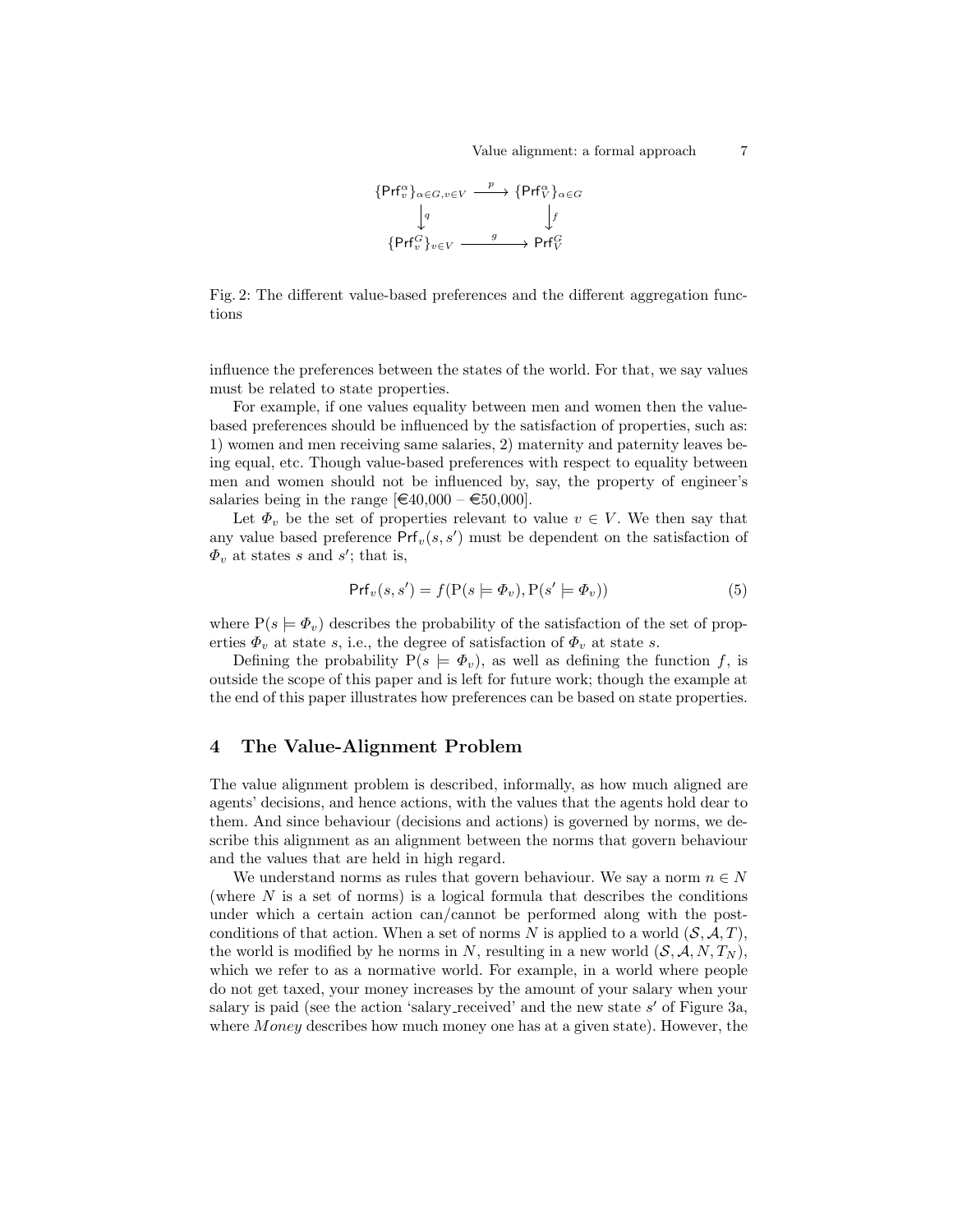$$
\begin{array}{ccc}
\{\mathsf{Prf}^{\alpha}_{v}\}_{\alpha\in G, v\in V} & \xrightarrow{\ p\ } & \{\mathsf{Prf}^{\alpha}_{V}\}_{\alpha\in G} \\
\Big\downarrow q & & \Big\downarrow f \\
\{\mathsf{Prf}^{G}_{v}\}_{v\in V} & \xrightarrow{\ g\ } & \mathsf{Prf}^{G}_{V}
\end{array}
$$

Fig. 2: The different value-based preferences and the different aggregation functions

influence the preferences between the states of the world. For that, we say values must be related to state properties.

For example, if one values equality between men and women then the value-based preferences should be influenced by the satisfaction of properties, such as: 1) women and men receiving same salaries, 2) maternity and paternity leaves being equal, etc. Though value-based preferences with respect to equality between men and women should not be influenced by, say, the property of engineer's salaries being in the range [€40,000 – €50,000].

Let $\Phi_v$ be the set of properties relevant to value $v \in V$. We then say that any value based preference $\mathsf{Prf}_v(s, s')$ must be dependent on the satisfaction of $\Phi_v$ at states $s$ and $s'$; that is,

$$\mathsf{Prf}_v(s, s') = f(\mathrm{P}(s \models \Phi_v), \mathrm{P}(s' \models \Phi_v)) \tag{5}$$

where $\mathrm{P}(s \models \Phi_v)$ describes the probability of the satisfaction of the set of properties $\Phi_v$ at state $s$, i.e., the degree of satisfaction of $\Phi_v$ at state $s$.

Defining the probability $\mathrm{P}(s \models \Phi_v)$, as well as defining the function $f$, is outside the scope of this paper and is left for future work; though the example at the end of this paper illustrates how preferences can be based on state properties.

## 4 The Value-Alignment Problem

The value alignment problem is described, informally, as how much aligned are agents' decisions, and hence actions, with the values that the agents hold dear to them. And since behaviour (decisions and actions) is governed by norms, we describe this alignment as an alignment between the norms that govern behaviour and the values that are held in high regard.

We understand norms as rules that govern behaviour. We say a norm $n \in N$ (where $N$ is a set of norms) is a logical formula that describes the conditions under which a certain action can/cannot be performed along with the post-conditions of that action. When a set of norms $N$ is applied to a world $(\mathcal{S}, \mathcal{A}, T)$, the world is modified by he norms in $N$, resulting in a new world $(\mathcal{S}, \mathcal{A}, N, T_N)$, which we refer to as a normative world. For example, in a world where people do not get taxed, your money increases by the amount of your salary when your salary is paid (see the action 'salary_received' and the new state $s'$ of Figure 3a, where $Money$ describes how much money one has at a given state). However, the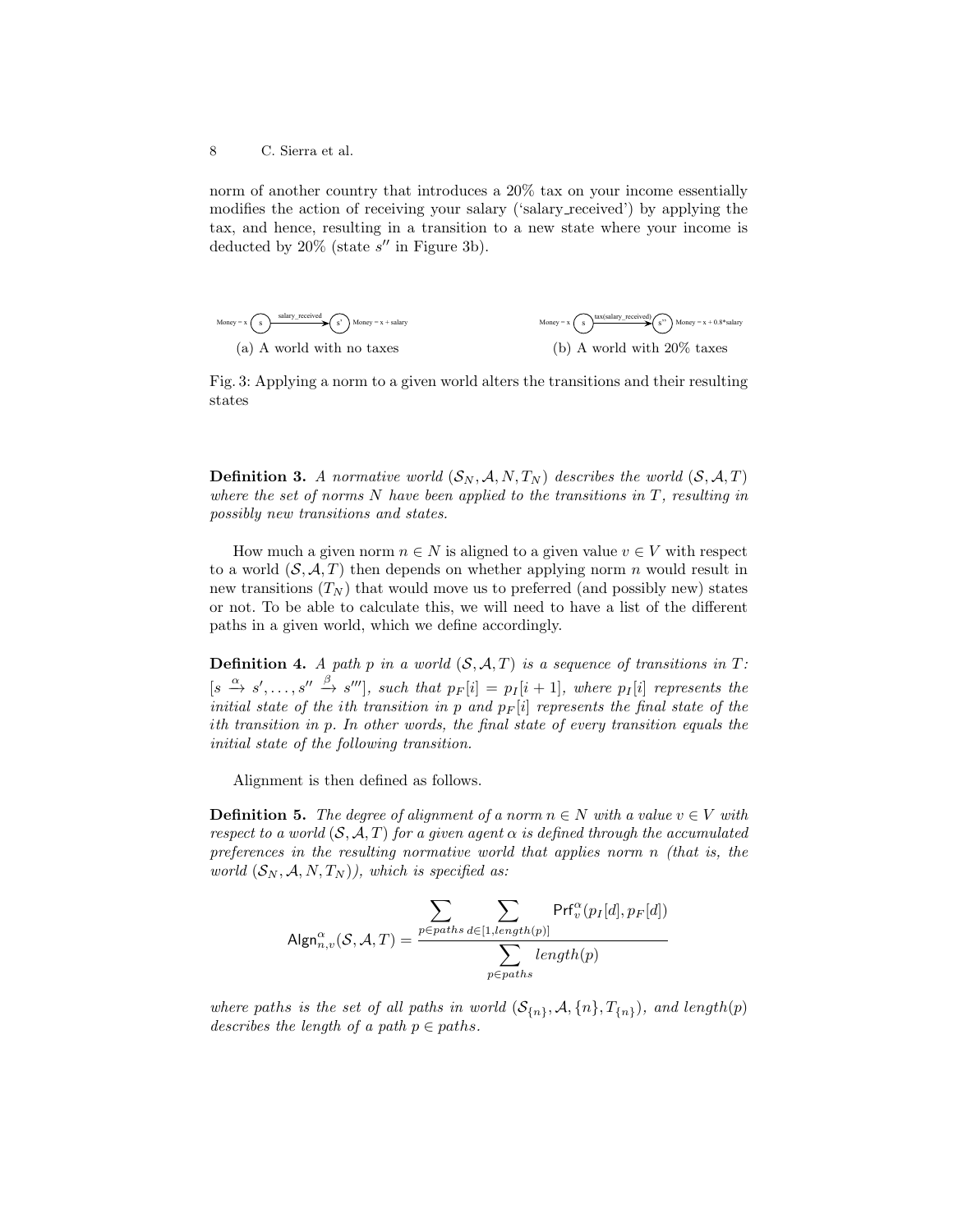norm of another country that introduces a 20% tax on your income essentially modifies the action of receiving your salary ('salary_received') by applying the tax, and hence, resulting in a transition to a new state where your income is deducted by 20% (state $s''$ in Figure 3b).

Money = x (s) —salary_received→ (s') Money = x + salary

(a) A world with no taxes

Money = x (s) —tax(salary_received)→ (s'') Money = x + 0.8*salary

(b) A world with 20% taxes

Fig. 3: Applying a norm to a given world alters the transitions and their resulting states

**Definition 3.** *A normative world $(\mathcal{S}_N, \mathcal{A}, N, T_N)$ describes the world $(\mathcal{S}, \mathcal{A}, T)$ where the set of norms $N$ have been applied to the transitions in $T$, resulting in possibly new transitions and states.*

How much a given norm $n \in N$ is aligned to a given value $v \in V$ with respect to a world $(\mathcal{S}, \mathcal{A}, T)$ then depends on whether applying norm $n$ would result in new transitions $(T_N)$ that would move us to preferred (and possibly new) states or not. To be able to calculate this, we will need to have a list of the different paths in a given world, which we define accordingly.

**Definition 4.** *A path $p$ in a world $(\mathcal{S}, \mathcal{A}, T)$ is a sequence of transitions in $T$: $[s \xrightarrow{\alpha} s', \ldots, s'' \xrightarrow{\beta} s''']$, such that $p_F[i] = p_I[i+1]$, where $p_I[i]$ represents the initial state of the $i$th transition in $p$ and $p_F[i]$ represents the final state of the $i$th transition in $p$. In other words, the final state of every transition equals the initial state of the following transition.*

Alignment is then defined as follows.

**Definition 5.** *The degree of alignment of a norm $n \in N$ with a value $v \in V$ with respect to a world $(\mathcal{S}, \mathcal{A}, T)$ for a given agent $\alpha$ is defined through the accumulated preferences in the resulting normative world that applies norm $n$ (that is, the world $(\mathcal{S}_N, \mathcal{A}, N, T_N)$), which is specified as:*

$$\mathsf{Algn}^{\alpha}_{n,v}(\mathcal{S}, \mathcal{A}, T) = \frac{\displaystyle\sum_{p \in paths} \sum_{d \in [1, length(p)]} \mathsf{Prf}^{\alpha}_{v}(p_I[d], p_F[d])}{\displaystyle\sum_{p \in paths} length(p)}$$

*where paths is the set of all paths in world $(\mathcal{S}_{\{n\}}, \mathcal{A}, \{n\}, T_{\{n\}})$, and $length(p)$ describes the length of a path $p \in paths$.*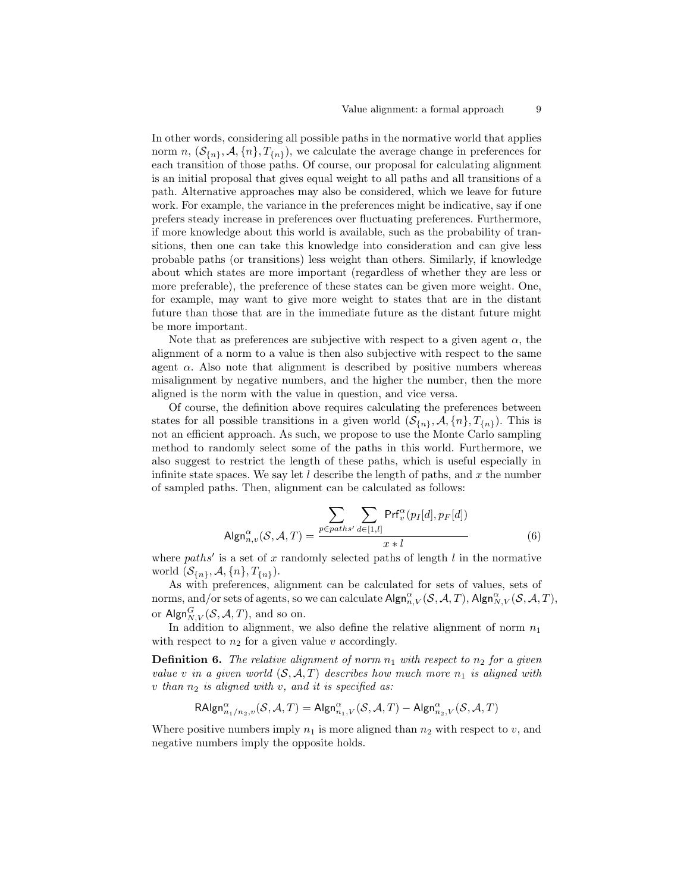In other words, considering all possible paths in the normative world that applies norm $n$, $(\mathcal{S}_{\{n\}}, \mathcal{A}, \{n\}, T_{\{n\}})$, we calculate the average change in preferences for each transition of those paths. Of course, our proposal for calculating alignment is an initial proposal that gives equal weight to all paths and all transitions of a path. Alternative approaches may also be considered, which we leave for future work. For example, the variance in the preferences might be indicative, say if one prefers steady increase in preferences over fluctuating preferences. Furthermore, if more knowledge about this world is available, such as the probability of transitions, then one can take this knowledge into consideration and can give less probable paths (or transitions) less weight than others. Similarly, if knowledge about which states are more important (regardless of whether they are less or more preferable), the preference of these states can be given more weight. One, for example, may want to give more weight to states that are in the distant future than those that are in the immediate future as the distant future might be more important.

Note that as preferences are subjective with respect to a given agent $\alpha$, the alignment of a norm to a value is then also subjective with respect to the same agent $\alpha$. Also note that alignment is described by positive numbers whereas misalignment by negative numbers, and the higher the number, then the more aligned is the norm with the value in question, and vice versa.

Of course, the definition above requires calculating the preferences between states for all possible transitions in a given world $(\mathcal{S}_{\{n\}}, \mathcal{A}, \{n\}, T_{\{n\}})$. This is not an efficient approach. As such, we propose to use the Monte Carlo sampling method to randomly select some of the paths in this world. Furthermore, we also suggest to restrict the length of these paths, which is useful especially in infinite state spaces. We say let $l$ describe the length of paths, and $x$ the number of sampled paths. Then, alignment can be calculated as follows:

$$\mathsf{Algn}^{\alpha}_{n,v}(\mathcal{S}, \mathcal{A}, T) = \frac{\displaystyle\sum_{p \in paths'} \sum_{d \in [1,l]} \mathsf{Prf}^{\alpha}_{v}(p_I[d], p_F[d])}{x * l} \tag{6}$$

where $paths'$ is a set of $x$ randomly selected paths of length $l$ in the normative world $(\mathcal{S}_{\{n\}}, \mathcal{A}, \{n\}, T_{\{n\}})$.

As with preferences, alignment can be calculated for sets of values, sets of norms, and/or sets of agents, so we can calculate $\mathsf{Algn}^{\alpha}_{n,V}(\mathcal{S}, \mathcal{A}, T)$, $\mathsf{Algn}^{\alpha}_{N,V}(\mathcal{S}, \mathcal{A}, T)$, or $\mathsf{Algn}^{G}_{N,V}(\mathcal{S}, \mathcal{A}, T)$, and so on.

In addition to alignment, we also define the relative alignment of norm $n_1$ with respect to $n_2$ for a given value $v$ accordingly.

**Definition 6.** *The relative alignment of norm $n_1$ with respect to $n_2$ for a given value $v$ in a given world $(\mathcal{S}, \mathcal{A}, T)$ describes how much more $n_1$ is aligned with $v$ than $n_2$ is aligned with $v$, and it is specified as:*

$$\mathsf{RAlgn}^{\alpha}_{n_1/n_2,v}(\mathcal{S}, \mathcal{A}, T) = \mathsf{Algn}^{\alpha}_{n_1,V}(\mathcal{S}, \mathcal{A}, T) - \mathsf{Algn}^{\alpha}_{n_2,V}(\mathcal{S}, \mathcal{A}, T)$$

Where positive numbers imply $n_1$ is more aligned than $n_2$ with respect to $v$, and negative numbers imply the opposite holds.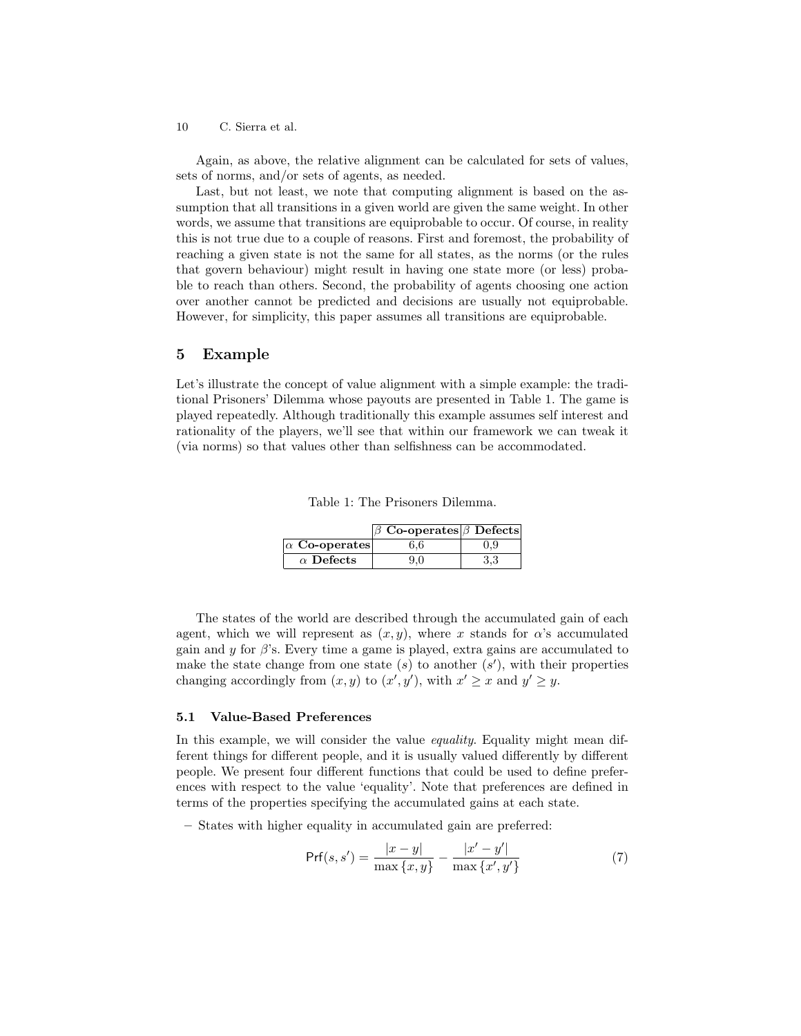Again, as above, the relative alignment can be calculated for sets of values, sets of norms, and/or sets of agents, as needed.

Last, but not least, we note that computing alignment is based on the assumption that all transitions in a given world are given the same weight. In other words, we assume that transitions are equiprobable to occur. Of course, in reality this is not true due to a couple of reasons. First and foremost, the probability of reaching a given state is not the same for all states, as the norms (or the rules that govern behaviour) might result in having one state more (or less) probable to reach than others. Second, the probability of agents choosing one action over another cannot be predicted and decisions are usually not equiprobable. However, for simplicity, this paper assumes all transitions are equiprobable.

## 5 Example

Let's illustrate the concept of value alignment with a simple example: the traditional Prisoners' Dilemma whose payouts are presented in Table 1. The game is played repeatedly. Although traditionally this example assumes self interest and rationality of the players, we'll see that within our framework we can tweak it (via norms) so that values other than selfishness can be accommodated.

Table 1: The Prisoners Dilemma.

| | $\beta$ **Co-operates** | $\beta$ **Defects** |
|---|---|---|
| $\alpha$ **Co-operates** | 6,6 | 0,9 |
| $\alpha$ **Defects** | 9,0 | 3,3 |

The states of the world are described through the accumulated gain of each agent, which we will represent as $(x, y)$, where $x$ stands for $\alpha$'s accumulated gain and $y$ for $\beta$'s. Every time a game is played, extra gains are accumulated to make the state change from one state $(s)$ to another $(s')$, with their properties changing accordingly from $(x, y)$ to $(x', y')$, with $x' \geq x$ and $y' \geq y$.

### 5.1 Value-Based Preferences

In this example, we will consider the value *equality*. Equality might mean different things for different people, and it is usually valued differently by different people. We present four different functions that could be used to define preferences with respect to the value 'equality'. Note that preferences are defined in terms of the properties specifying the accumulated gains at each state.

– States with higher equality in accumulated gain are preferred:

$$\mathsf{Prf}(s, s') = \frac{|x - y|}{\max\{x, y\}} - \frac{|x' - y'|}{\max\{x', y'\}} \tag{7}$$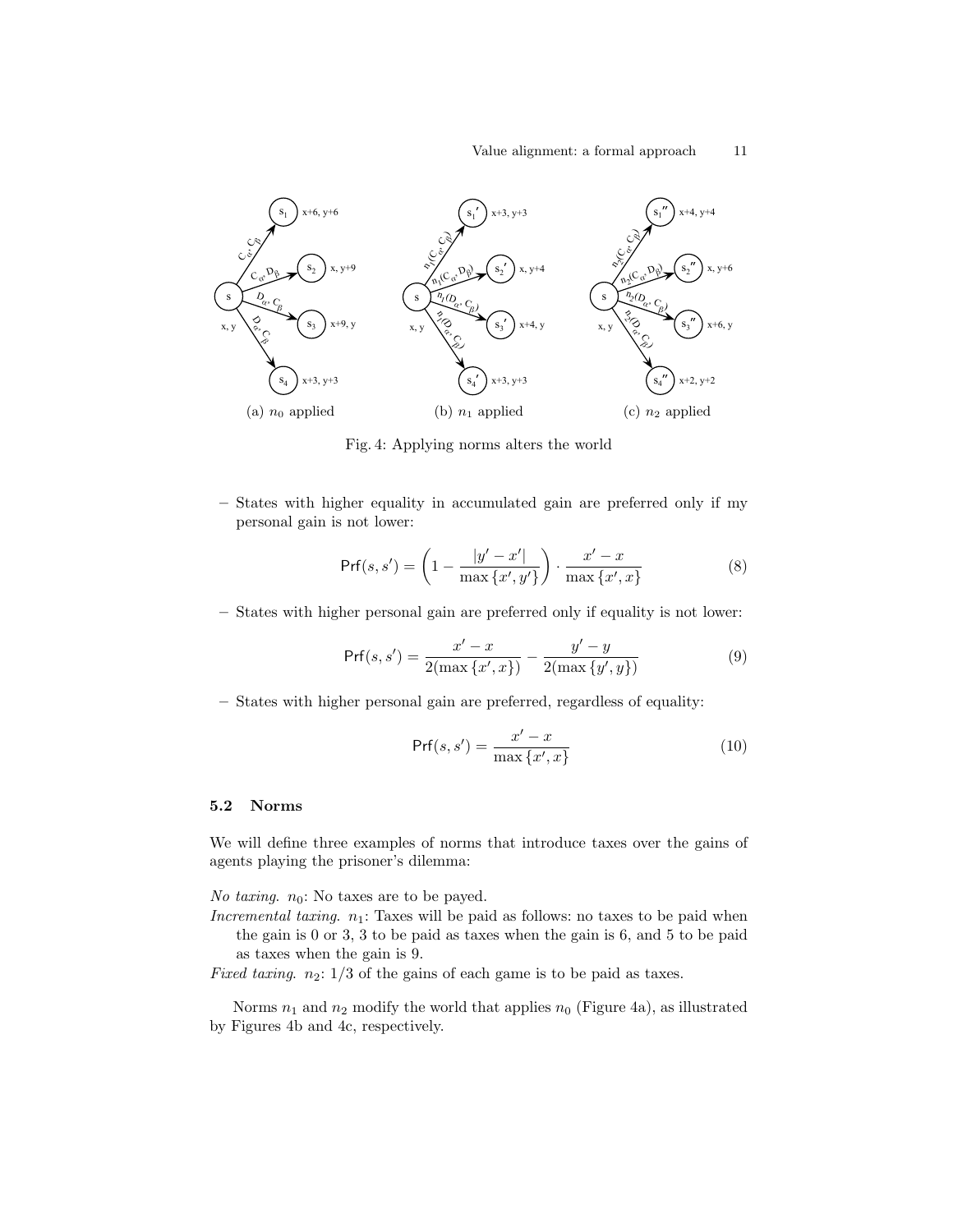(a) $n_0$ applied

(b) $n_1$ applied

(c) $n_2$ applied

Fig. 4: Applying norms alters the world

– States with higher equality in accumulated gain are preferred only if my personal gain is not lower:

$$\mathsf{Prf}(s, s') = \left(1 - \frac{|y' - x'|}{\max\{x', y'\}}\right) \cdot \frac{x' - x}{\max\{x', x\}} \tag{8}$$

– States with higher personal gain are preferred only if equality is not lower:

$$\mathsf{Prf}(s, s') = \frac{x' - x}{2(\max\{x', x\})} - \frac{y' - y}{2(\max\{y', y\})} \tag{9}$$

– States with higher personal gain are preferred, regardless of equality:

$$\mathsf{Prf}(s, s') = \frac{x' - x}{\max\{x', x\}} \tag{10}$$

### 5.2 Norms

We will define three examples of norms that introduce taxes over the gains of agents playing the prisoner's dilemma:

*No taxing.* $n_0$: No taxes are to be payed.

*Incremental taxing.* $n_1$: Taxes will be paid as follows: no taxes to be paid when the gain is 0 or 3, 3 to be paid as taxes when the gain is 6, and 5 to be paid as taxes when the gain is 9.

*Fixed taxing.* $n_2$: 1/3 of the gains of each game is to be paid as taxes.

Norms $n_1$ and $n_2$ modify the world that applies $n_0$ (Figure 4a), as illustrated by Figures 4b and 4c, respectively.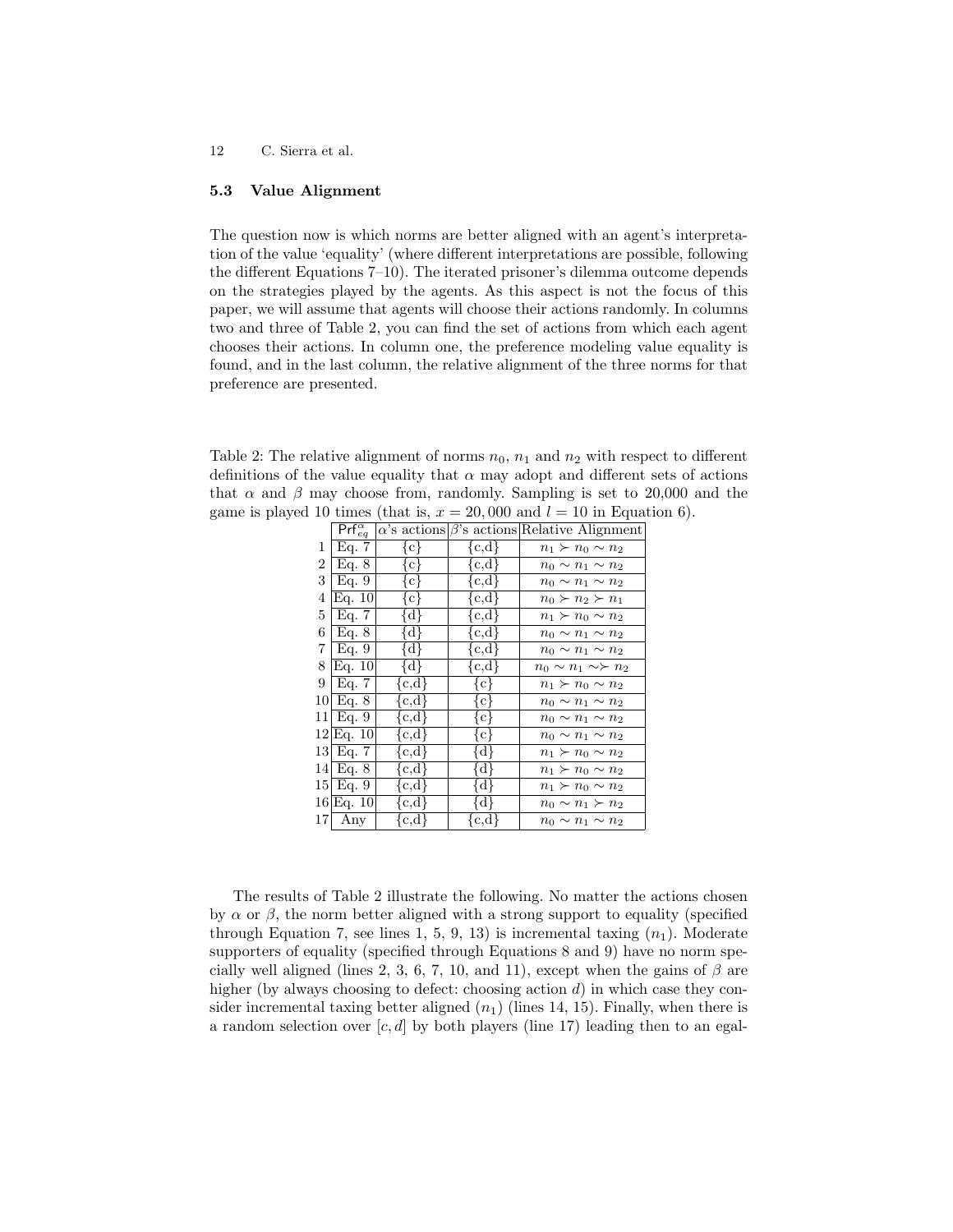### 5.3 Value Alignment

The question now is which norms are better aligned with an agent's interpretation of the value 'equality' (where different interpretations are possible, following the different Equations 7–10). The iterated prisoner's dilemma outcome depends on the strategies played by the agents. As this aspect is not the focus of this paper, we will assume that agents will choose their actions randomly. In columns two and three of Table 2, you can find the set of actions from which each agent chooses their actions. In column one, the preference modeling value equality is found, and in the last column, the relative alignment of the three norms for that preference are presented.

Table 2: The relative alignment of norms $n_0$, $n_1$ and $n_2$ with respect to different definitions of the value equality that $\alpha$ may adopt and different sets of actions that $\alpha$ and $\beta$ may choose from, randomly. Sampling is set to 20,000 and the game is played 10 times (that is, $x = 20,000$ and $l = 10$ in Equation 6).

| | $\mathsf{Prf}^{\alpha}_{eq}$ | $\alpha$'s actions | $\beta$'s actions | Relative Alignment |
|---|---|---|---|---|
| 1 | Eq. 7 | {c} | {c,d} | $n_1 \succ n_0 \sim n_2$ |
| 2 | Eq. 8 | {c} | {c,d} | $n_0 \sim n_1 \sim n_2$ |
| 3 | Eq. 9 | {c} | {c,d} | $n_0 \sim n_1 \sim n_2$ |
| 4 | Eq. 10 | {c} | {c,d} | $n_0 \succ n_2 \succ n_1$ |
| 5 | Eq. 7 | {d} | {c,d} | $n_1 \succ n_0 \sim n_2$ |
| 6 | Eq. 8 | {d} | {c,d} | $n_0 \sim n_1 \sim n_2$ |
| 7 | Eq. 9 | {d} | {c,d} | $n_0 \sim n_1 \sim n_2$ |
| 8 | Eq. 10 | {d} | {c,d} | $n_0 \sim n_1 \sim\succ n_2$ |
| 9 | Eq. 7 | {c,d} | {c} | $n_1 \succ n_0 \sim n_2$ |
| 10 | Eq. 8 | {c,d} | {c} | $n_0 \sim n_1 \sim n_2$ |
| 11 | Eq. 9 | {c,d} | {c} | $n_0 \sim n_1 \sim n_2$ |
| 12 | Eq. 10 | {c,d} | {c} | $n_0 \sim n_1 \sim n_2$ |
| 13 | Eq. 7 | {c,d} | {d} | $n_1 \succ n_0 \sim n_2$ |
| 14 | Eq. 8 | {c,d} | {d} | $n_1 \succ n_0 \sim n_2$ |
| 15 | Eq. 9 | {c,d} | {d} | $n_1 \succ n_0 \sim n_2$ |
| 16 | Eq. 10 | {c,d} | {d} | $n_0 \sim n_1 \succ n_2$ |
| 17 | Any | {c,d} | {c,d} | $n_0 \sim n_1 \sim n_2$ |

The results of Table 2 illustrate the following. No matter the actions chosen by $\alpha$ or $\beta$, the norm better aligned with a strong support to equality (specified through Equation 7, see lines 1, 5, 9, 13) is incremental taxing ($n_1$). Moderate supporters of equality (specified through Equations 8 and 9) have no norm specially well aligned (lines 2, 3, 6, 7, 10, and 11), except when the gains of $\beta$ are higher (by always choosing to defect: choosing action $d$) in which case they consider incremental taxing better aligned ($n_1$) (lines 14, 15). Finally, when there is a random selection over $[c, d]$ by both players (line 17) leading then to an egal-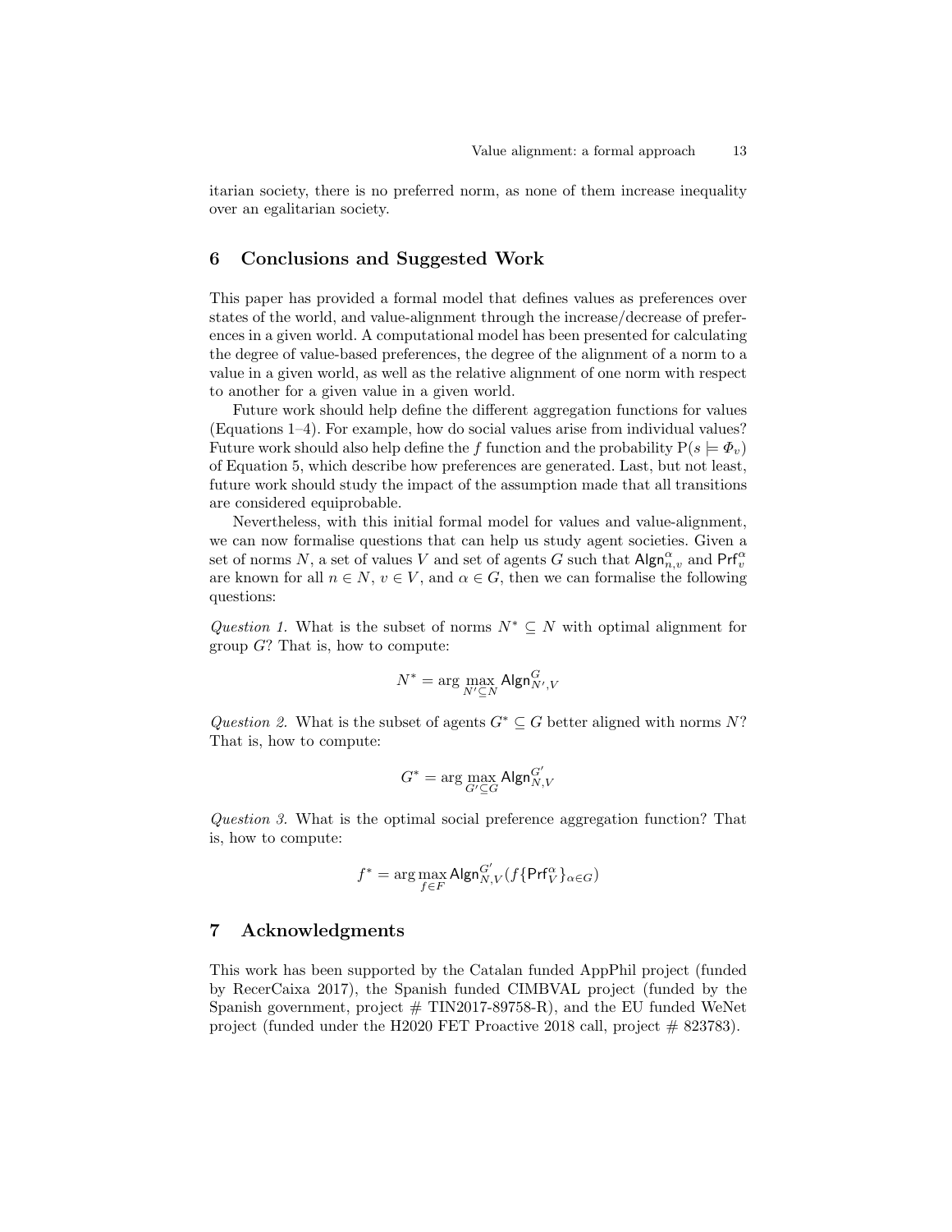itarian society, there is no preferred norm, as none of them increase inequality over an egalitarian society.

## 6 Conclusions and Suggested Work

This paper has provided a formal model that defines values as preferences over states of the world, and value-alignment through the increase/decrease of preferences in a given world. A computational model has been presented for calculating the degree of value-based preferences, the degree of the alignment of a norm to a value in a given world, as well as the relative alignment of one norm with respect to another for a given value in a given world.

Future work should help define the different aggregation functions for values (Equations 1–4). For example, how do social values arise from individual values? Future work should also help define the $f$ function and the probability $\mathrm{P}(s \models \Phi_v)$ of Equation 5, which describe how preferences are generated. Last, but not least, future work should study the impact of the assumption made that all transitions are considered equiprobable.

Nevertheless, with this initial formal model for values and value-alignment, we can now formalise questions that can help us study agent societies. Given a set of norms $N$, a set of values $V$ and set of agents $G$ such that $\mathsf{Algn}^{\alpha}_{n,v}$ and $\mathsf{Prf}^{\alpha}_{v}$ are known for all $n \in N$, $v \in V$, and $\alpha \in G$, then we can formalise the following questions:

*Question 1.* What is the subset of norms $N^* \subseteq N$ with optimal alignment for group $G$? That is, how to compute:

$$N^* = \arg \max_{N' \subseteq N} \mathsf{Algn}^{G}_{N',V}$$

*Question 2.* What is the subset of agents $G^* \subseteq G$ better aligned with norms $N$? That is, how to compute:

$$G^* = \arg \max_{G' \subseteq G} \mathsf{Algn}^{G'}_{N,V}$$

*Question 3.* What is the optimal social preference aggregation function? That is, how to compute:

$$f^* = \arg \max_{f \in F} \mathsf{Algn}^{G'}_{N,V}(f\{\mathsf{Prf}^{\alpha}_{V}\}_{\alpha \in G})$$

## 7 Acknowledgments

This work has been supported by the Catalan funded AppPhil project (funded by RecerCaixa 2017), the Spanish funded CIMBVAL project (funded by the Spanish government, project # TIN2017-89758-R), and the EU funded WeNet project (funded under the H2020 FET Proactive 2018 call, project # 823783).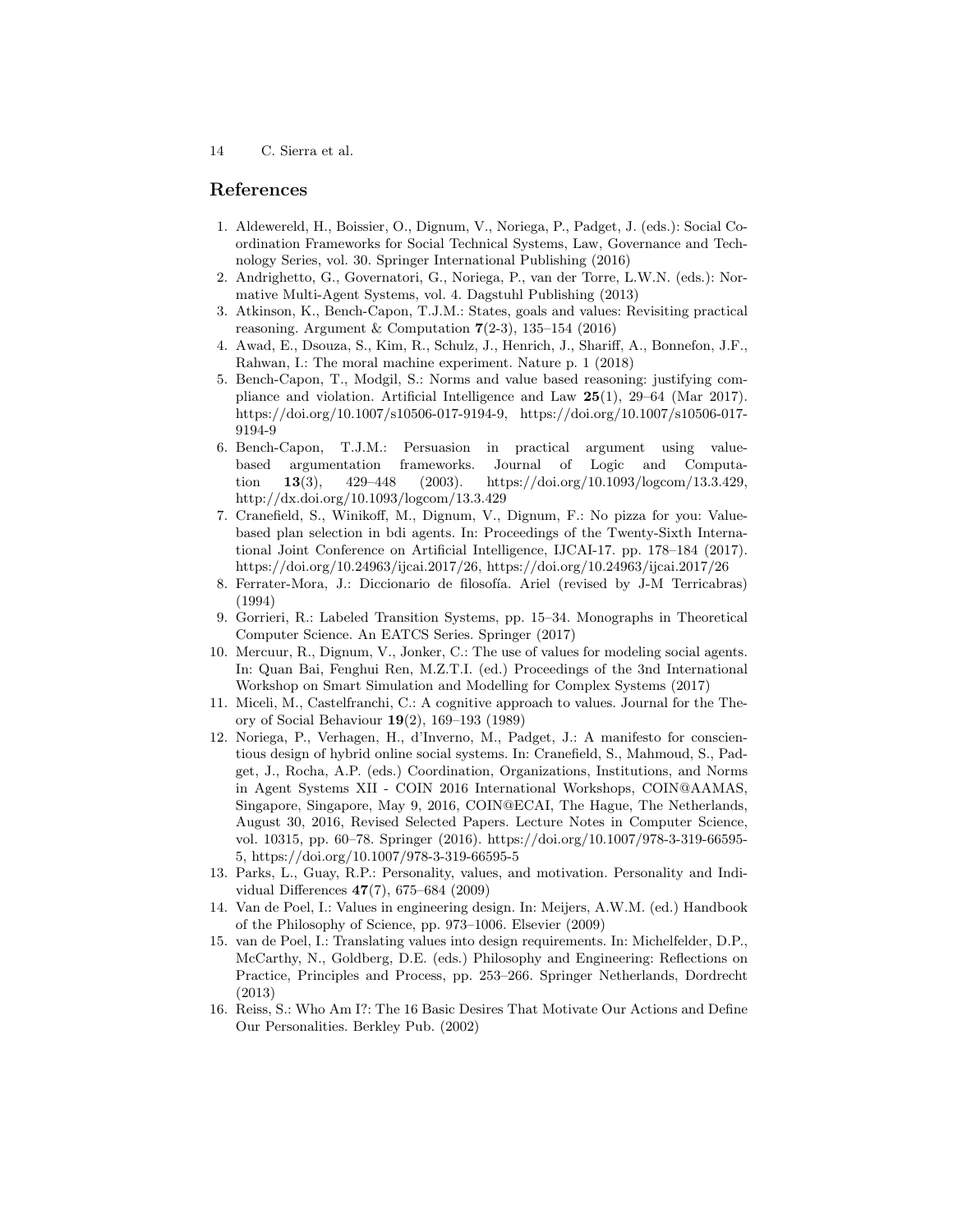## References

1. Aldewereld, H., Boissier, O., Dignum, V., Noriega, P., Padget, J. (eds.): Social Coordination Frameworks for Social Technical Systems, Law, Governance and Technology Series, vol. 30. Springer International Publishing (2016)
2. Andrighetto, G., Governatori, G., Noriega, P., van der Torre, L.W.N. (eds.): Normative Multi-Agent Systems, vol. 4. Dagstuhl Publishing (2013)
3. Atkinson, K., Bench-Capon, T.J.M.: States, goals and values: Revisiting practical reasoning. Argument & Computation **7**(2-3), 135–154 (2016)
4. Awad, E., Dsouza, S., Kim, R., Schulz, J., Henrich, J., Shariff, A., Bonnefon, J.F., Rahwan, I.: The moral machine experiment. Nature p. 1 (2018)
5. Bench-Capon, T., Modgil, S.: Norms and value based reasoning: justifying compliance and violation. Artificial Intelligence and Law **25**(1), 29–64 (Mar 2017). https://doi.org/10.1007/s10506-017-9194-9, https://doi.org/10.1007/s10506-017-9194-9
6. Bench-Capon, T.J.M.: Persuasion in practical argument using value-based argumentation frameworks. Journal of Logic and Computation **13**(3), 429–448 (2003). https://doi.org/10.1093/logcom/13.3.429, http://dx.doi.org/10.1093/logcom/13.3.429
7. Cranefield, S., Winikoff, M., Dignum, V., Dignum, F.: No pizza for you: Value-based plan selection in bdi agents. In: Proceedings of the Twenty-Sixth International Joint Conference on Artificial Intelligence, IJCAI-17. pp. 178–184 (2017). https://doi.org/10.24963/ijcai.2017/26, https://doi.org/10.24963/ijcai.2017/26
8. Ferrater-Mora, J.: Diccionario de filosofía. Ariel (revised by J-M Terricabras) (1994)
9. Gorrieri, R.: Labeled Transition Systems, pp. 15–34. Monographs in Theoretical Computer Science. An EATCS Series. Springer (2017)
10. Mercuur, R., Dignum, V., Jonker, C.: The use of values for modeling social agents. In: Quan Bai, Fenghui Ren, M.Z.T.I. (ed.) Proceedings of the 3nd International Workshop on Smart Simulation and Modelling for Complex Systems (2017)
11. Miceli, M., Castelfranchi, C.: A cognitive approach to values. Journal for the Theory of Social Behaviour **19**(2), 169–193 (1989)
12. Noriega, P., Verhagen, H., d'Inverno, M., Padget, J.: A manifesto for conscientious design of hybrid online social systems. In: Cranefield, S., Mahmoud, S., Padget, J., Rocha, A.P. (eds.) Coordination, Organizations, Institutions, and Norms in Agent Systems XII - COIN 2016 International Workshops, COIN@AAMAS, Singapore, Singapore, May 9, 2016, COIN@ECAI, The Hague, The Netherlands, August 30, 2016, Revised Selected Papers. Lecture Notes in Computer Science, vol. 10315, pp. 60–78. Springer (2016). https://doi.org/10.1007/978-3-319-66595-5, https://doi.org/10.1007/978-3-319-66595-5
13. Parks, L., Guay, R.P.: Personality, values, and motivation. Personality and Individual Differences **47**(7), 675–684 (2009)
14. Van de Poel, I.: Values in engineering design. In: Meijers, A.W.M. (ed.) Handbook of the Philosophy of Science, pp. 973–1006. Elsevier (2009)
15. van de Poel, I.: Translating values into design requirements. In: Michelfelder, D.P., McCarthy, N., Goldberg, D.E. (eds.) Philosophy and Engineering: Reflections on Practice, Principles and Process, pp. 253–266. Springer Netherlands, Dordrecht (2013)
16. Reiss, S.: Who Am I?: The 16 Basic Desires That Motivate Our Actions and Define Our Personalities. Berkley Pub. (2002)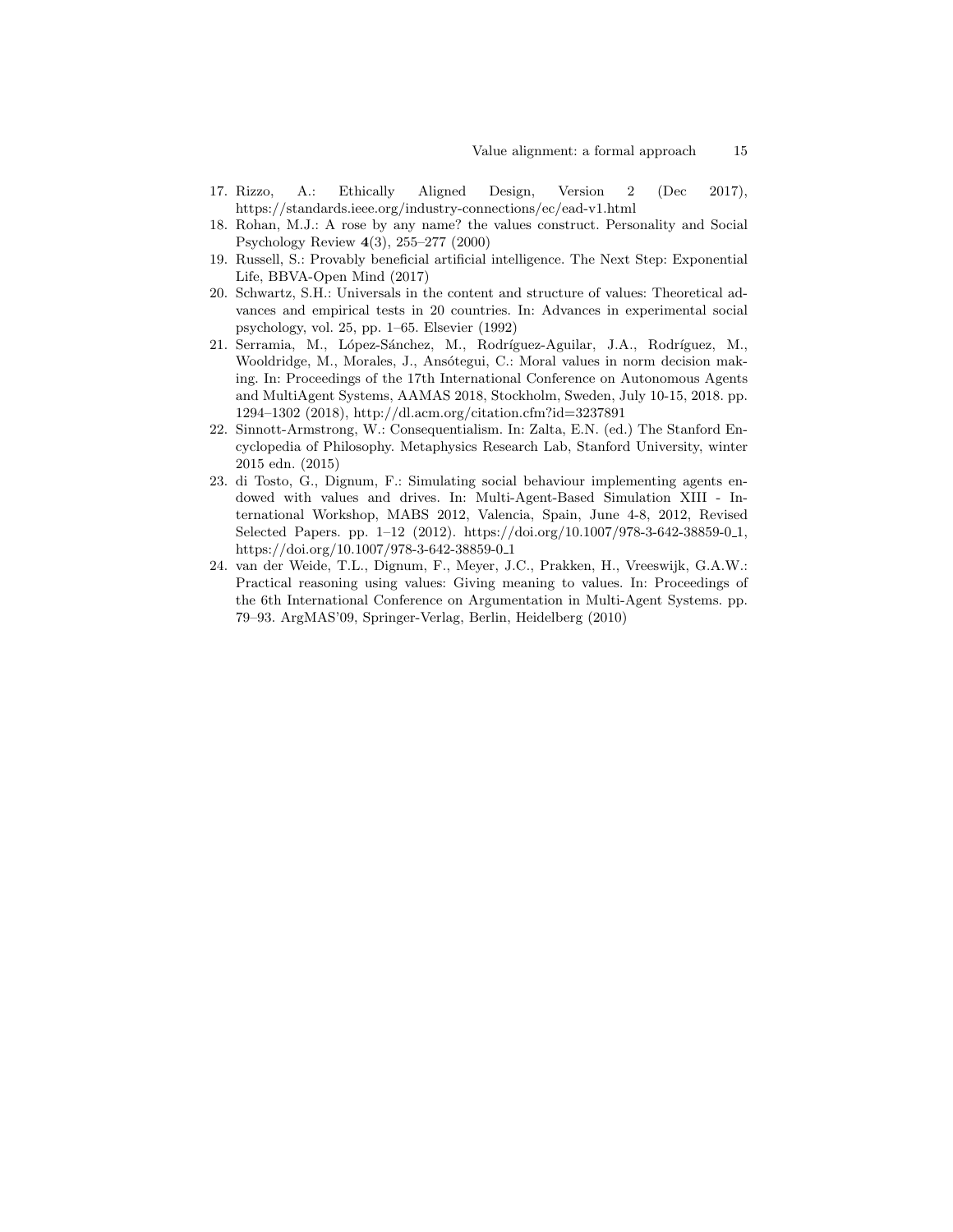17. Rizzo, A.: Ethically Aligned Design, Version 2 (Dec 2017), https://standards.ieee.org/industry-connections/ec/ead-v1.html
18. Rohan, M.J.: A rose by any name? the values construct. Personality and Social Psychology Review **4**(3), 255–277 (2000)
19. Russell, S.: Provably beneficial artificial intelligence. The Next Step: Exponential Life, BBVA-Open Mind (2017)
20. Schwartz, S.H.: Universals in the content and structure of values: Theoretical advances and empirical tests in 20 countries. In: Advances in experimental social psychology, vol. 25, pp. 1–65. Elsevier (1992)
21. Serramia, M., López-Sánchez, M., Rodríguez-Aguilar, J.A., Rodríguez, M., Wooldridge, M., Morales, J., Ansótegui, C.: Moral values in norm decision making. In: Proceedings of the 17th International Conference on Autonomous Agents and MultiAgent Systems, AAMAS 2018, Stockholm, Sweden, July 10-15, 2018. pp. 1294–1302 (2018), http://dl.acm.org/citation.cfm?id=3237891
22. Sinnott-Armstrong, W.: Consequentialism. In: Zalta, E.N. (ed.) The Stanford Encyclopedia of Philosophy. Metaphysics Research Lab, Stanford University, winter 2015 edn. (2015)
23. di Tosto, G., Dignum, F.: Simulating social behaviour implementing agents endowed with values and drives. In: Multi-Agent-Based Simulation XIII - International Workshop, MABS 2012, Valencia, Spain, June 4-8, 2012, Revised Selected Papers. pp. 1–12 (2012). https://doi.org/10.1007/978-3-642-38859-0_1, https://doi.org/10.1007/978-3-642-38859-0_1
24. van der Weide, T.L., Dignum, F., Meyer, J.C., Prakken, H., Vreeswijk, G.A.W.: Practical reasoning using values: Giving meaning to values. In: Proceedings of the 6th International Conference on Argumentation in Multi-Agent Systems. pp. 79–93. ArgMAS'09, Springer-Verlag, Berlin, Heidelberg (2010)